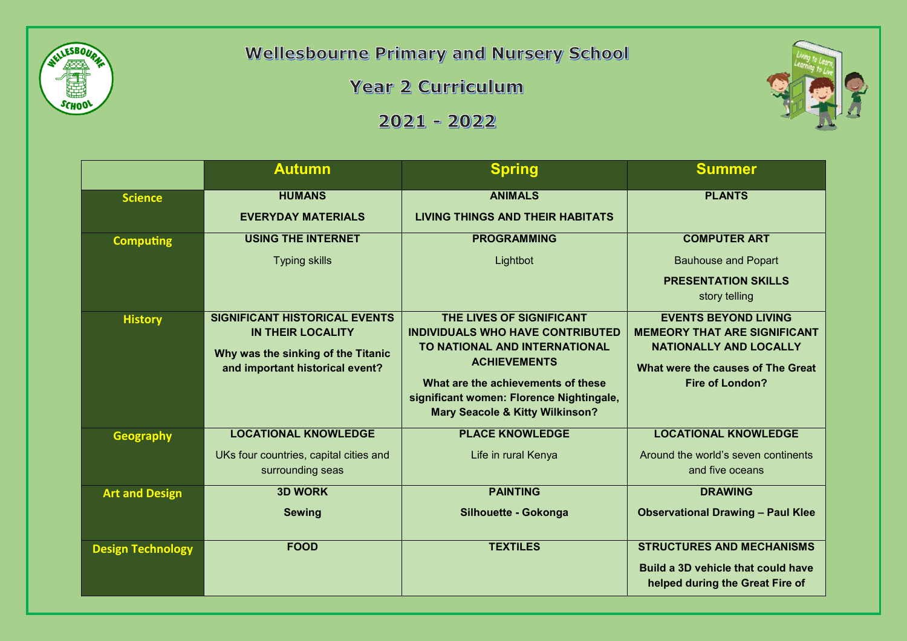# Wellesbourne Primary and Nursery School

## Year 2 Curriculum

## 2021 - 2022

| | Autumn | Spring | Summer |
|---|---|---|---|
| **Science** | **HUMANS**<br>**EVERYDAY MATERIALS** | **ANIMALS**<br>**LIVING THINGS AND THEIR HABITATS** | **PLANTS** |
| **Computing** | **USING THE INTERNET**<br>Typing skills | **PROGRAMMING**<br>Lightbot | **COMPUTER ART**<br>Bauhouse and Popart<br>**PRESENTATION SKILLS**<br>story telling |
| **History** | **SIGNIFICANT HISTORICAL EVENTS IN THEIR LOCALITY**<br>**Why was the sinking of the Titanic and important historical event?** | **THE LIVES OF SIGNIFICANT INDIVIDUALS WHO HAVE CONTRIBUTED TO NATIONAL AND INTERNATIONAL ACHIEVEMENTS**<br>**What are the achievements of these significant women: Florence Nightingale, Mary Seacole & Kitty Wilkinson?** | **EVENTS BEYOND LIVING MEMEORY THAT ARE SIGNIFICANT NATIONALLY AND LOCALLY**<br>**What were the causes of The Great Fire of London?** |
| **Geography** | **LOCATIONAL KNOWLEDGE**<br>UKs four countries, capital cities and surrounding seas | **PLACE KNOWLEDGE**<br>Life in rural Kenya | **LOCATIONAL KNOWLEDGE**<br>Around the world's seven continents and five oceans |
| **Art and Design** | **3D WORK**<br>**Sewing** | **PAINTING**<br>**Silhouette - Gokonga** | **DRAWING**<br>**Observational Drawing – Paul Klee** |
| **Design Technology** | **FOOD** | **TEXTILES** | **STRUCTURES AND MECHANISMS**<br>**Build a 3D vehicle that could have helped during the Great Fire of** |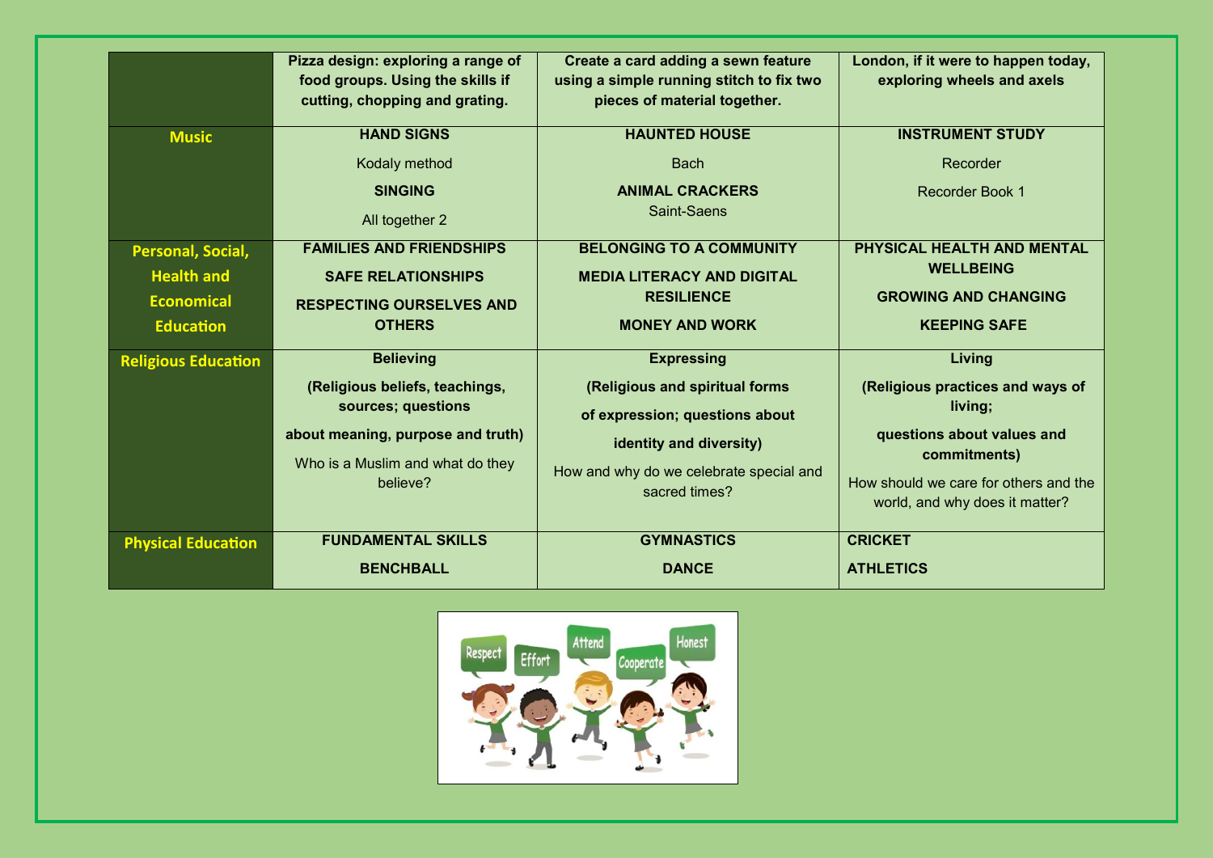| | | | |
|---|---|---|---|
| | **Pizza design: exploring a range of food groups. Using the skills if cutting, chopping and grating.** | **Create a card adding a sewn feature using a simple running stitch to fix two pieces of material together.** | **London, if it were to happen today, exploring wheels and axels** |
| **Music** | **HAND SIGNS**<br>Kodaly method<br>**SINGING**<br>All together 2 | **HAUNTED HOUSE**<br>Bach<br>**ANIMAL CRACKERS**<br>Saint-Saens | **INSTRUMENT STUDY**<br>Recorder<br>Recorder Book 1 |
| **Personal, Social, Health and Economical Education** | **FAMILIES AND FRIENDSHIPS**<br>**SAFE RELATIONSHIPS**<br>**RESPECTING OURSELVES AND OTHERS** | **BELONGING TO A COMMUNITY**<br>**MEDIA LITERACY AND DIGITAL RESILIENCE**<br>**MONEY AND WORK** | **PHYSICAL HEALTH AND MENTAL WELLBEING**<br>**GROWING AND CHANGING**<br>**KEEPING SAFE** |
| **Religious Education** | **Believing**<br>**(Religious beliefs, teachings, sources; questions about meaning, purpose and truth)**<br>Who is a Muslim and what do they believe? | **Expressing**<br>**(Religious and spiritual forms of expression; questions about identity and diversity)**<br>How and why do we celebrate special and sacred times? | **Living**<br>**(Religious practices and ways of living; questions about values and commitments)**<br>How should we care for others and the world, and why does it matter? |
| **Physical Education** | **FUNDAMENTAL SKILLS**<br>**BENCHBALL** | **GYMNASTICS**<br>**DANCE** | **CRICKET**<br>**ATHLETICS** |